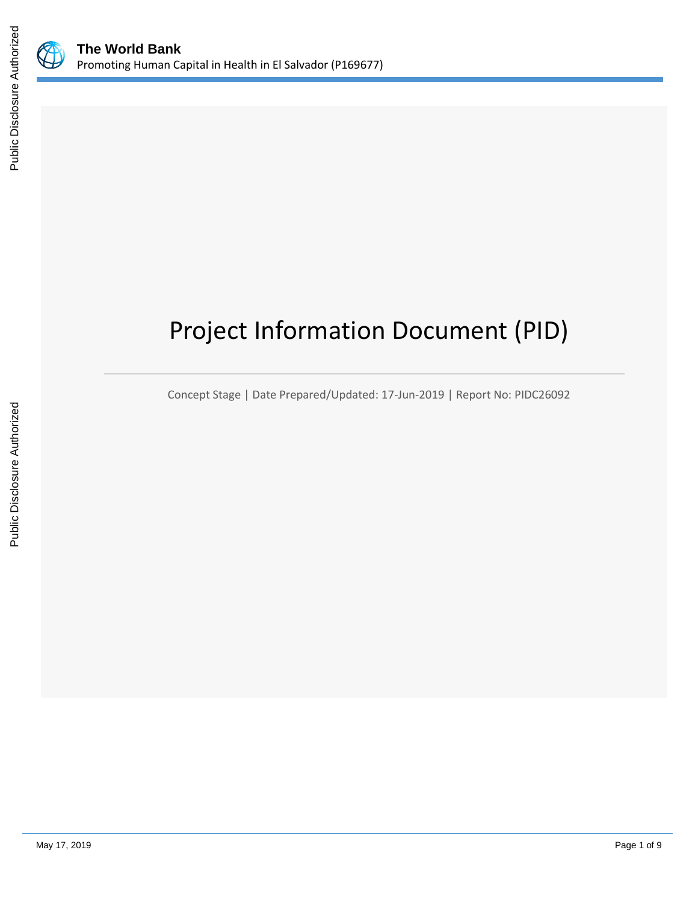# Project Information Document (PID)

Concept Stage | Date Prepared/Updated: 17-Jun-2019 | Report No: PIDC26092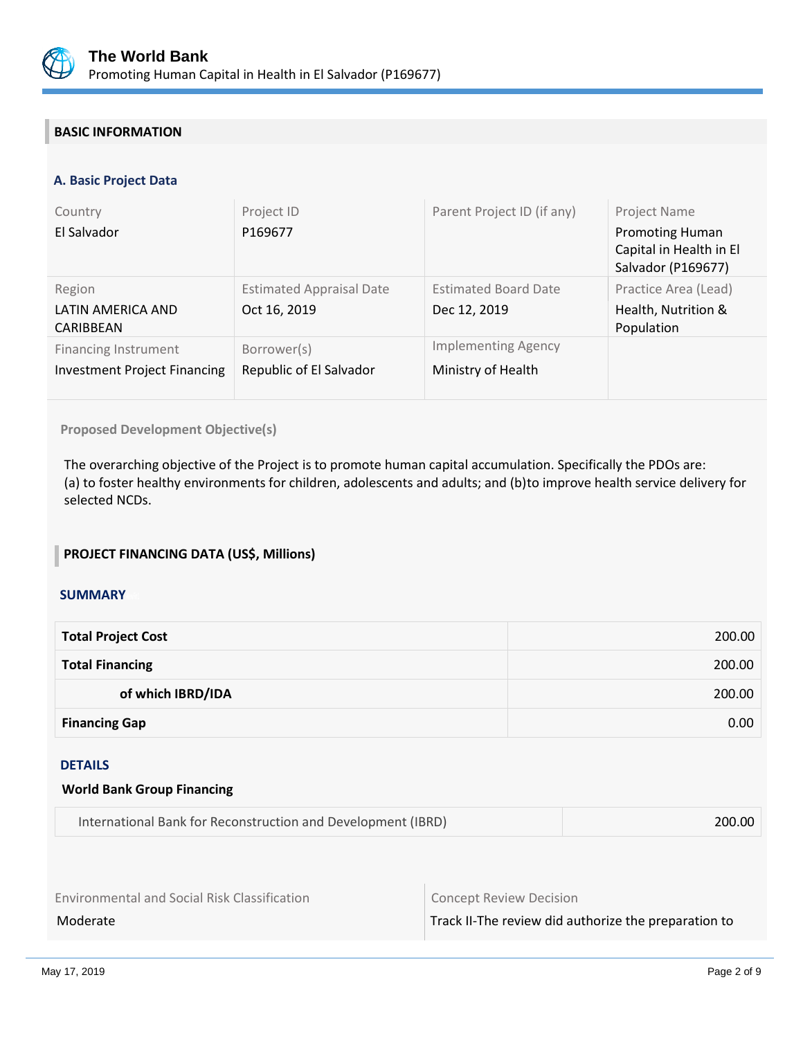## BASIC INFORMATION

### A. Basic Project Data

| Country | Project ID | Parent Project ID (if any) | Project Name |
|---|---|---|---|
| El Salvador | P169677 | | Promoting Human Capital in Health in El Salvador (P169677) |
| **Region** | **Estimated Appraisal Date** | **Estimated Board Date** | **Practice Area (Lead)** |
| LATIN AMERICA AND CARIBBEAN | Oct 16, 2019 | Dec 12, 2019 | Health, Nutrition & Population |
| **Financing Instrument** | **Borrower(s)** | **Implementing Agency** | |
| Investment Project Financing | Republic of El Salvador | Ministry of Health | |

**Proposed Development Objective(s)**

The overarching objective of the Project is to promote human capital accumulation. Specifically the PDOs are:
(a) to foster healthy environments for children, adolescents and adults; and (b)to improve health service delivery for selected NCDs.

## PROJECT FINANCING DATA (US$, Millions)

### SUMMARY

| | |
|---|---:|
| **Total Project Cost** | 200.00 |
| **Total Financing** | 200.00 |
| **of which IBRD/IDA** | 200.00 |
| **Financing Gap** | 0.00 |

### DETAILS

**World Bank Group Financing**

| | |
|---|---:|
| International Bank for Reconstruction and Development (IBRD) | 200.00 |

| Environmental and Social Risk Classification | Concept Review Decision |
|---|---|
| Moderate | Track II-The review did authorize the preparation to |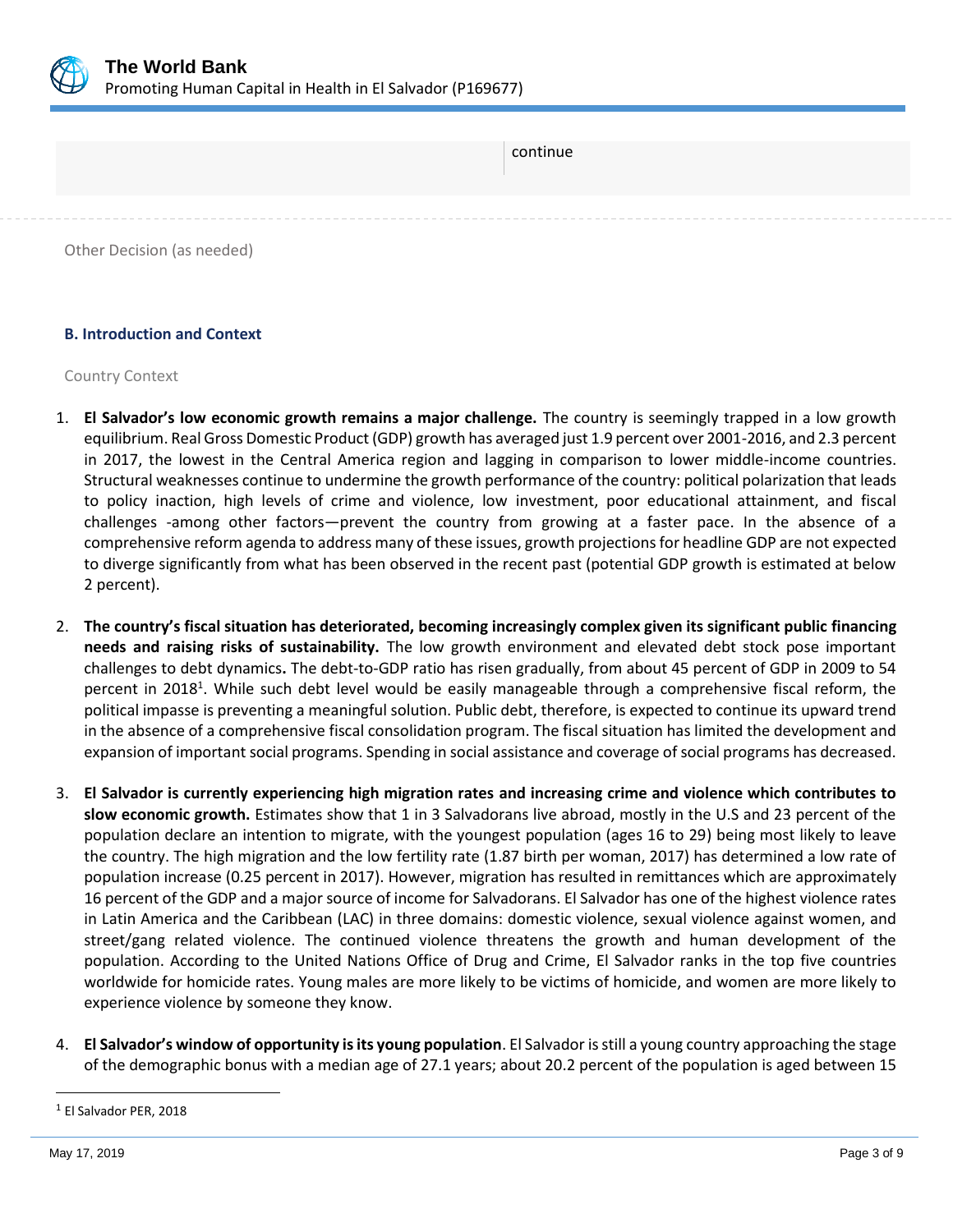continue

Other Decision (as needed)

### B. Introduction and Context

Country Context

1. **El Salvador's low economic growth remains a major challenge.** The country is seemingly trapped in a low growth equilibrium. Real Gross Domestic Product (GDP) growth has averaged just 1.9 percent over 2001-2016, and 2.3 percent in 2017, the lowest in the Central America region and lagging in comparison to lower middle-income countries. Structural weaknesses continue to undermine the growth performance of the country: political polarization that leads to policy inaction, high levels of crime and violence, low investment, poor educational attainment, and fiscal challenges -among other factors—prevent the country from growing at a faster pace. In the absence of a comprehensive reform agenda to address many of these issues, growth projections for headline GDP are not expected to diverge significantly from what has been observed in the recent past (potential GDP growth is estimated at below 2 percent).

2. **The country's fiscal situation has deteriorated, becoming increasingly complex given its significant public financing needs and raising risks of sustainability.** The low growth environment and elevated debt stock pose important challenges to debt dynamics**.** The debt-to-GDP ratio has risen gradually, from about 45 percent of GDP in 2009 to 54 percent in 2018[1]. While such debt level would be easily manageable through a comprehensive fiscal reform, the political impasse is preventing a meaningful solution. Public debt, therefore, is expected to continue its upward trend in the absence of a comprehensive fiscal consolidation program. The fiscal situation has limited the development and expansion of important social programs. Spending in social assistance and coverage of social programs has decreased.

3. **El Salvador is currently experiencing high migration rates and increasing crime and violence which contributes to slow economic growth.** Estimates show that 1 in 3 Salvadorans live abroad, mostly in the U.S and 23 percent of the population declare an intention to migrate, with the youngest population (ages 16 to 29) being most likely to leave the country. The high migration and the low fertility rate (1.87 birth per woman, 2017) has determined a low rate of population increase (0.25 percent in 2017). However, migration has resulted in remittances which are approximately 16 percent of the GDP and a major source of income for Salvadorans. El Salvador has one of the highest violence rates in Latin America and the Caribbean (LAC) in three domains: domestic violence, sexual violence against women, and street/gang related violence. The continued violence threatens the growth and human development of the population. According to the United Nations Office of Drug and Crime, El Salvador ranks in the top five countries worldwide for homicide rates. Young males are more likely to be victims of homicide, and women are more likely to experience violence by someone they know.

4. **El Salvador's window of opportunity is its young population**. El Salvador is still a young country approaching the stage of the demographic bonus with a median age of 27.1 years; about 20.2 percent of the population is aged between 15

[1] El Salvador PER, 2018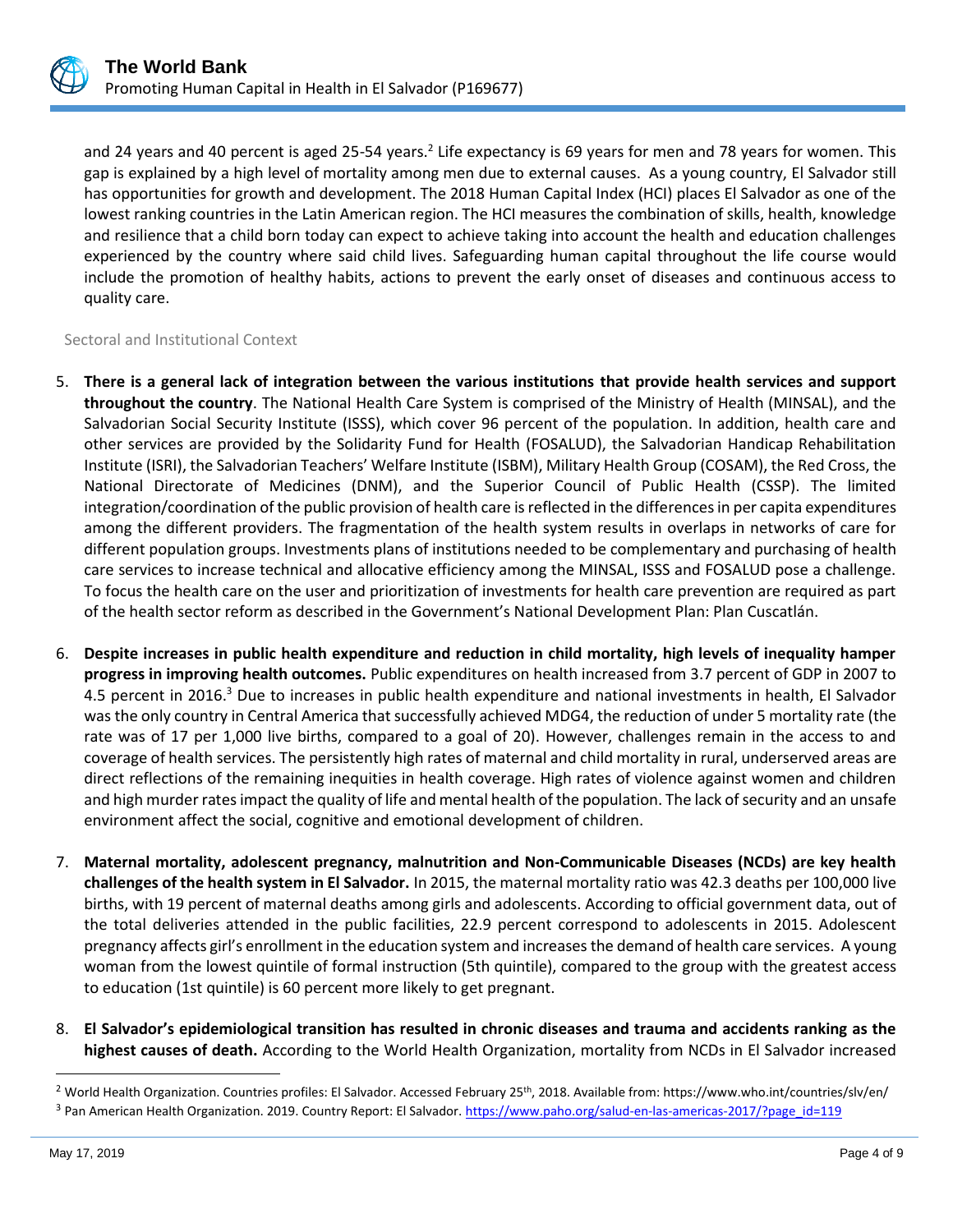and 24 years and 40 percent is aged 25-54 years.[2] Life expectancy is 69 years for men and 78 years for women. This gap is explained by a high level of mortality among men due to external causes. As a young country, El Salvador still has opportunities for growth and development. The 2018 Human Capital Index (HCI) places El Salvador as one of the lowest ranking countries in the Latin American region. The HCI measures the combination of skills, health, knowledge and resilience that a child born today can expect to achieve taking into account the health and education challenges experienced by the country where said child lives. Safeguarding human capital throughout the life course would include the promotion of healthy habits, actions to prevent the early onset of diseases and continuous access to quality care.

## Sectoral and Institutional Context

5. **There is a general lack of integration between the various institutions that provide health services and support throughout the country**. The National Health Care System is comprised of the Ministry of Health (MINSAL), and the Salvadorian Social Security Institute (ISSS), which cover 96 percent of the population. In addition, health care and other services are provided by the Solidarity Fund for Health (FOSALUD), the Salvadorian Handicap Rehabilitation Institute (ISRI), the Salvadorian Teachers' Welfare Institute (ISBM), Military Health Group (COSAM), the Red Cross, the National Directorate of Medicines (DNM), and the Superior Council of Public Health (CSSP). The limited integration/coordination of the public provision of health care is reflected in the differences in per capita expenditures among the different providers. The fragmentation of the health system results in overlaps in networks of care for different population groups. Investments plans of institutions needed to be complementary and purchasing of health care services to increase technical and allocative efficiency among the MINSAL, ISSS and FOSALUD pose a challenge. To focus the health care on the user and prioritization of investments for health care prevention are required as part of the health sector reform as described in the Government's National Development Plan: Plan Cuscatlán.

6. **Despite increases in public health expenditure and reduction in child mortality, high levels of inequality hamper progress in improving health outcomes.** Public expenditures on health increased from 3.7 percent of GDP in 2007 to 4.5 percent in 2016.[3] Due to increases in public health expenditure and national investments in health, El Salvador was the only country in Central America that successfully achieved MDG4, the reduction of under 5 mortality rate (the rate was of 17 per 1,000 live births, compared to a goal of 20). However, challenges remain in the access to and coverage of health services. The persistently high rates of maternal and child mortality in rural, underserved areas are direct reflections of the remaining inequities in health coverage. High rates of violence against women and children and high murder rates impact the quality of life and mental health of the population. The lack of security and an unsafe environment affect the social, cognitive and emotional development of children.

7. **Maternal mortality, adolescent pregnancy, malnutrition and Non-Communicable Diseases (NCDs) are key health challenges of the health system in El Salvador.** In 2015, the maternal mortality ratio was 42.3 deaths per 100,000 live births, with 19 percent of maternal deaths among girls and adolescents. According to official government data, out of the total deliveries attended in the public facilities, 22.9 percent correspond to adolescents in 2015. Adolescent pregnancy affects girl's enrollment in the education system and increases the demand of health care services. A young woman from the lowest quintile of formal instruction (5th quintile), compared to the group with the greatest access to education (1st quintile) is 60 percent more likely to get pregnant.

8. **El Salvador's epidemiological transition has resulted in chronic diseases and trauma and accidents ranking as the highest causes of death.** According to the World Health Organization, mortality from NCDs in El Salvador increased

---

[2] World Health Organization. Countries profiles: El Salvador. Accessed February 25th, 2018. Available from: https://www.who.int/countries/slv/en/

[3] Pan American Health Organization. 2019. Country Report: El Salvador. https://www.paho.org/salud-en-las-americas-2017/?page_id=119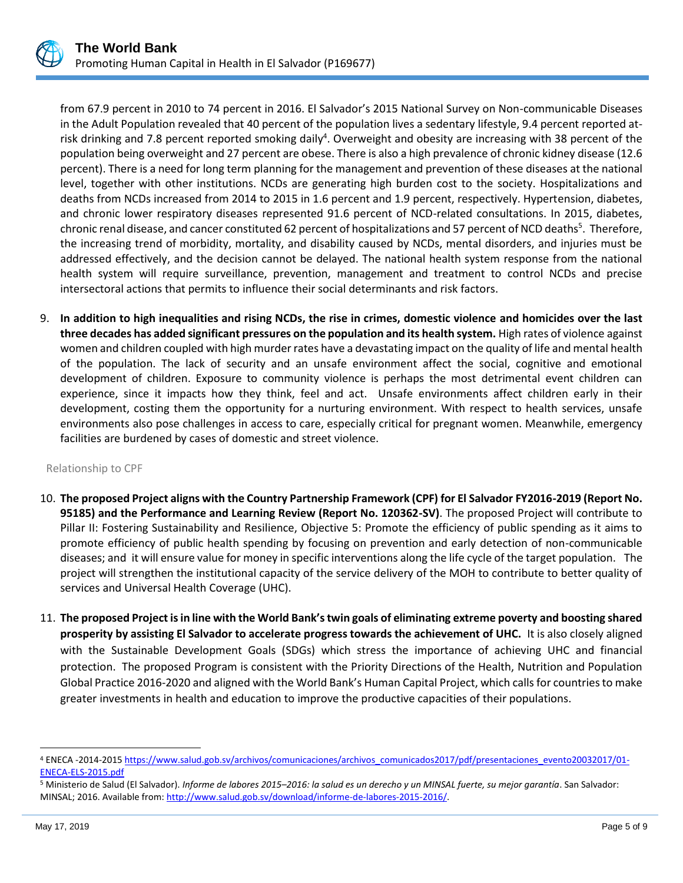from 67.9 percent in 2010 to 74 percent in 2016. El Salvador's 2015 National Survey on Non-communicable Diseases in the Adult Population revealed that 40 percent of the population lives a sedentary lifestyle, 9.4 percent reported at-risk drinking and 7.8 percent reported smoking daily[4]. Overweight and obesity are increasing with 38 percent of the population being overweight and 27 percent are obese. There is also a high prevalence of chronic kidney disease (12.6 percent). There is a need for long term planning for the management and prevention of these diseases at the national level, together with other institutions. NCDs are generating high burden cost to the society. Hospitalizations and deaths from NCDs increased from 2014 to 2015 in 1.6 percent and 1.9 percent, respectively. Hypertension, diabetes, and chronic lower respiratory diseases represented 91.6 percent of NCD-related consultations. In 2015, diabetes, chronic renal disease, and cancer constituted 62 percent of hospitalizations and 57 percent of NCD deaths[5]. Therefore, the increasing trend of morbidity, mortality, and disability caused by NCDs, mental disorders, and injuries must be addressed effectively, and the decision cannot be delayed. The national health system response from the national health system will require surveillance, prevention, management and treatment to control NCDs and precise intersectoral actions that permits to influence their social determinants and risk factors.

9. **In addition to high inequalities and rising NCDs, the rise in crimes, domestic violence and homicides over the last three decades has added significant pressures on the population and its health system.** High rates of violence against women and children coupled with high murder rates have a devastating impact on the quality of life and mental health of the population. The lack of security and an unsafe environment affect the social, cognitive and emotional development of children. Exposure to community violence is perhaps the most detrimental event children can experience, since it impacts how they think, feel and act. Unsafe environments affect children early in their development, costing them the opportunity for a nurturing environment. With respect to health services, unsafe environments also pose challenges in access to care, especially critical for pregnant women. Meanwhile, emergency facilities are burdened by cases of domestic and street violence.

Relationship to CPF

10. **The proposed Project aligns with the Country Partnership Framework (CPF) for El Salvador FY2016-2019 (Report No. 95185) and the Performance and Learning Review (Report No. 120362-SV)**. The proposed Project will contribute to Pillar II: Fostering Sustainability and Resilience, Objective 5: Promote the efficiency of public spending as it aims to promote efficiency of public health spending by focusing on prevention and early detection of non-communicable diseases; and it will ensure value for money in specific interventions along the life cycle of the target population. The project will strengthen the institutional capacity of the service delivery of the MOH to contribute to better quality of services and Universal Health Coverage (UHC).

11. **The proposed Project is in line with the World Bank's twin goals of eliminating extreme poverty and boosting shared prosperity by assisting El Salvador to accelerate progress towards the achievement of UHC.** It is also closely aligned with the Sustainable Development Goals (SDGs) which stress the importance of achieving UHC and financial protection. The proposed Program is consistent with the Priority Directions of the Health, Nutrition and Population Global Practice 2016-2020 and aligned with the World Bank's Human Capital Project, which calls for countries to make greater investments in health and education to improve the productive capacities of their populations.

---

[4] ENECA -2014-2015 https://www.salud.gob.sv/archivos/comunicaciones/archivos_comunicados2017/pdf/presentaciones_evento20032017/01-ENECA-ELS-2015.pdf

[5] Ministerio de Salud (El Salvador). *Informe de labores 2015–2016: la salud es un derecho y un MINSAL fuerte, su mejor garantía*. San Salvador: MINSAL; 2016. Available from: http://www.salud.gob.sv/download/informe-de-labores-2015-2016/.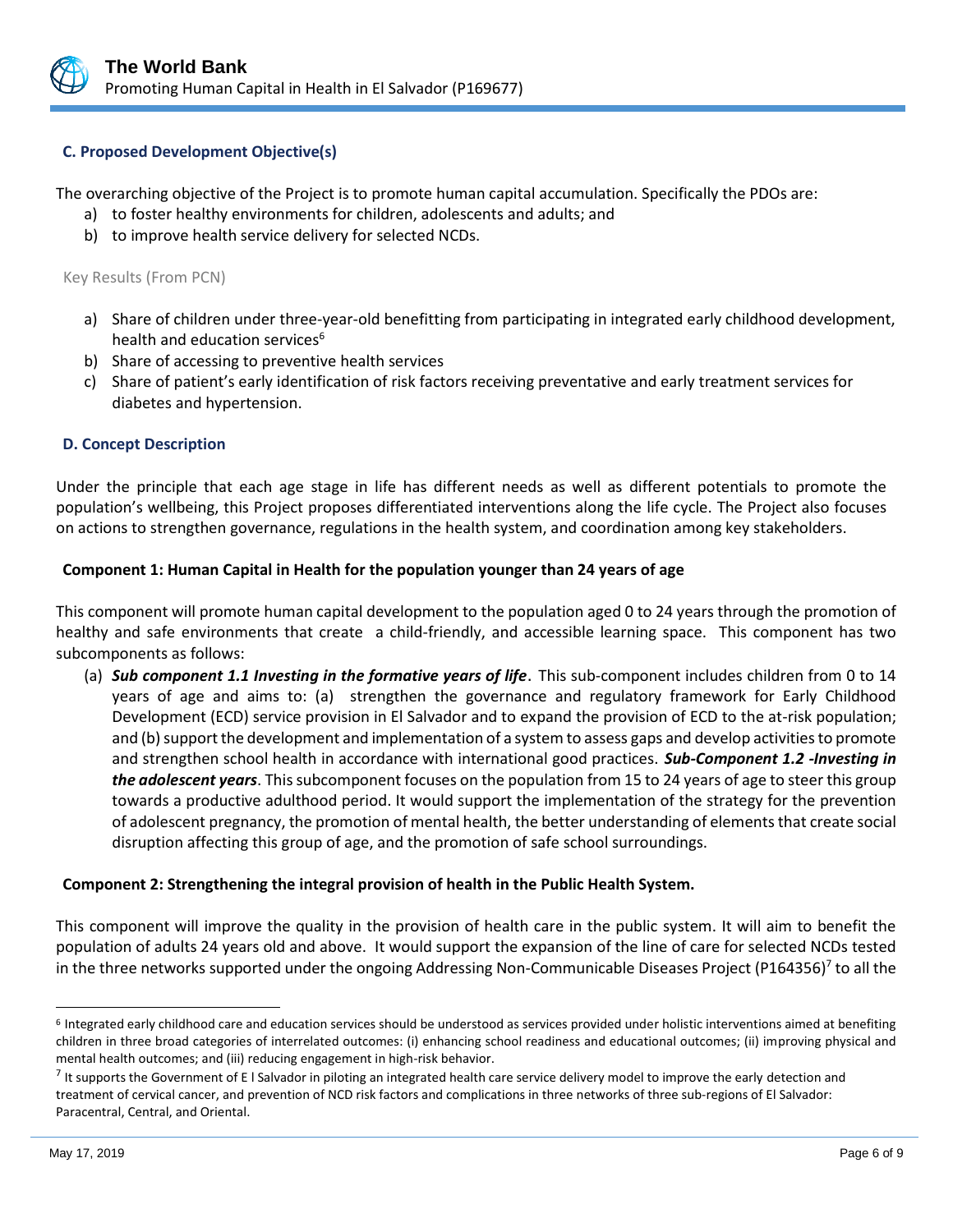### C. Proposed Development Objective(s)

The overarching objective of the Project is to promote human capital accumulation. Specifically the PDOs are:

a) to foster healthy environments for children, adolescents and adults; and
b) to improve health service delivery for selected NCDs.

Key Results (From PCN)

a) Share of children under three-year-old benefitting from participating in integrated early childhood development, health and education services[6]
b) Share of accessing to preventive health services
c) Share of patient's early identification of risk factors receiving preventative and early treatment services for diabetes and hypertension.

### D. Concept Description

Under the principle that each age stage in life has different needs as well as different potentials to promote the population's wellbeing, this Project proposes differentiated interventions along the life cycle. The Project also focuses on actions to strengthen governance, regulations in the health system, and coordination among key stakeholders.

**Component 1: Human Capital in Health for the population younger than 24 years of age**

This component will promote human capital development to the population aged 0 to 24 years through the promotion of healthy and safe environments that create a child-friendly, and accessible learning space. This component has two subcomponents as follows:

(a) ***Sub component 1.1 Investing in the formative years of life***. This sub-component includes children from 0 to 14 years of age and aims to: (a) strengthen the governance and regulatory framework for Early Childhood Development (ECD) service provision in El Salvador and to expand the provision of ECD to the at-risk population; and (b) support the development and implementation of a system to assess gaps and develop activities to promote and strengthen school health in accordance with international good practices. ***Sub-Component 1.2 -Investing in the adolescent years***. This subcomponent focuses on the population from 15 to 24 years of age to steer this group towards a productive adulthood period. It would support the implementation of the strategy for the prevention of adolescent pregnancy, the promotion of mental health, the better understanding of elements that create social disruption affecting this group of age, and the promotion of safe school surroundings.

**Component 2: Strengthening the integral provision of health in the Public Health System.**

This component will improve the quality in the provision of health care in the public system. It will aim to benefit the population of adults 24 years old and above. It would support the expansion of the line of care for selected NCDs tested in the three networks supported under the ongoing Addressing Non-Communicable Diseases Project (P164356)[7] to all the

---

[6] Integrated early childhood care and education services should be understood as services provided under holistic interventions aimed at benefiting children in three broad categories of interrelated outcomes: (i) enhancing school readiness and educational outcomes; (ii) improving physical and mental health outcomes; and (iii) reducing engagement in high-risk behavior.

[7] It supports the Government of E l Salvador in piloting an integrated health care service delivery model to improve the early detection and treatment of cervical cancer, and prevention of NCD risk factors and complications in three networks of three sub-regions of El Salvador: Paracentral, Central, and Oriental.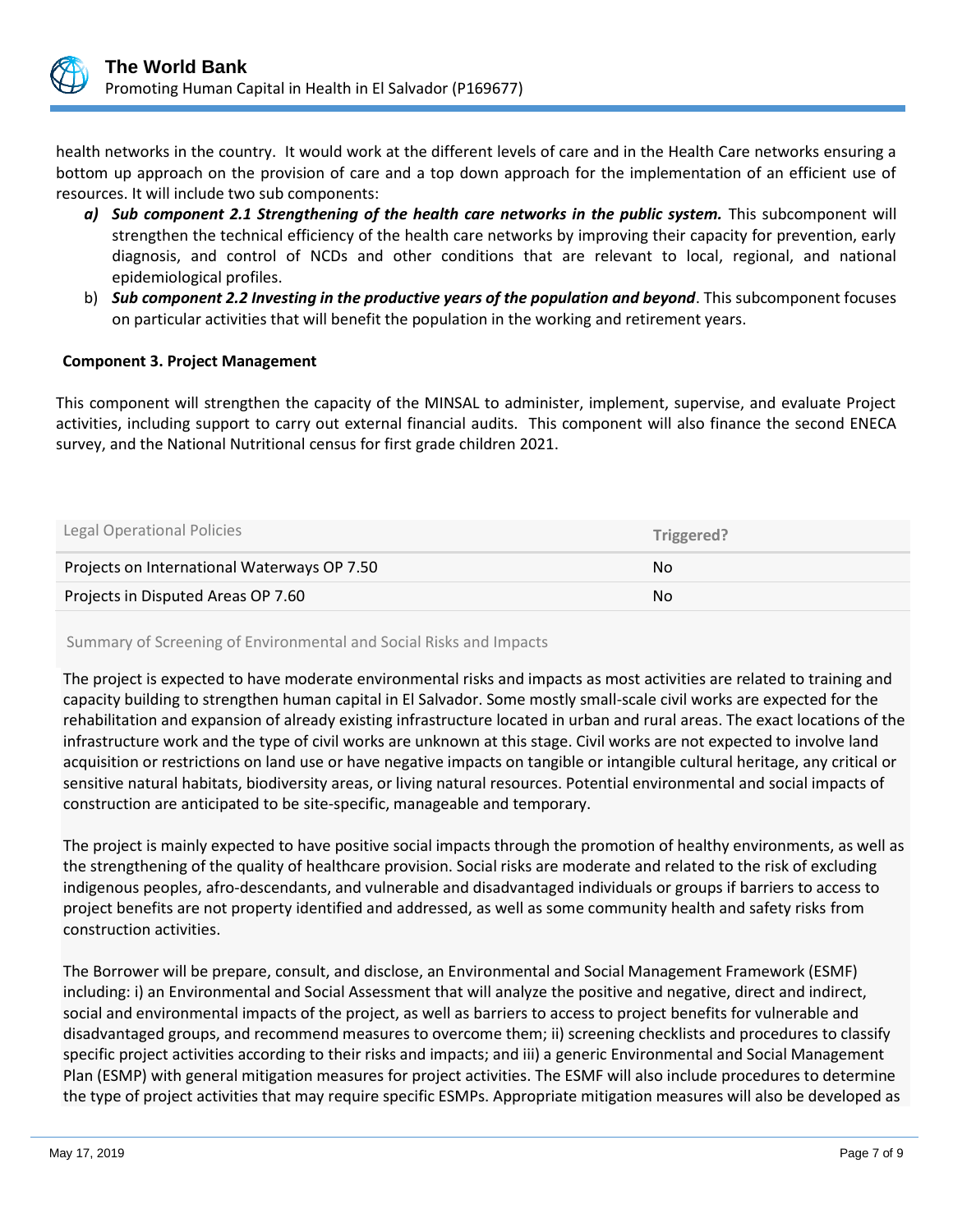health networks in the country. It would work at the different levels of care and in the Health Care networks ensuring a bottom up approach on the provision of care and a top down approach for the implementation of an efficient use of resources. It will include two sub components:

a) ***Sub component 2.1 Strengthening of the health care networks in the public system.*** This subcomponent will strengthen the technical efficiency of the health care networks by improving their capacity for prevention, early diagnosis, and control of NCDs and other conditions that are relevant to local, regional, and national epidemiological profiles.
b) ***Sub component 2.2 Investing in the productive years of the population and beyond***. This subcomponent focuses on particular activities that will benefit the population in the working and retirement years.

**Component 3. Project Management**

This component will strengthen the capacity of the MINSAL to administer, implement, supervise, and evaluate Project activities, including support to carry out external financial audits. This component will also finance the second ENECA survey, and the National Nutritional census for first grade children 2021.

| Legal Operational Policies | Triggered? |
| --- | --- |
| Projects on International Waterways OP 7.50 | No |
| Projects in Disputed Areas OP 7.60 | No |

Summary of Screening of Environmental and Social Risks and Impacts

The project is expected to have moderate environmental risks and impacts as most activities are related to training and capacity building to strengthen human capital in El Salvador. Some mostly small-scale civil works are expected for the rehabilitation and expansion of already existing infrastructure located in urban and rural areas. The exact locations of the infrastructure work and the type of civil works are unknown at this stage. Civil works are not expected to involve land acquisition or restrictions on land use or have negative impacts on tangible or intangible cultural heritage, any critical or sensitive natural habitats, biodiversity areas, or living natural resources. Potential environmental and social impacts of construction are anticipated to be site-specific, manageable and temporary.

The project is mainly expected to have positive social impacts through the promotion of healthy environments, as well as the strengthening of the quality of healthcare provision. Social risks are moderate and related to the risk of excluding indigenous peoples, afro-descendants, and vulnerable and disadvantaged individuals or groups if barriers to access to project benefits are not property identified and addressed, as well as some community health and safety risks from construction activities.

The Borrower will be prepare, consult, and disclose, an Environmental and Social Management Framework (ESMF) including: i) an Environmental and Social Assessment that will analyze the positive and negative, direct and indirect, social and environmental impacts of the project, as well as barriers to access to project benefits for vulnerable and disadvantaged groups, and recommend measures to overcome them; ii) screening checklists and procedures to classify specific project activities according to their risks and impacts; and iii) a generic Environmental and Social Management Plan (ESMP) with general mitigation measures for project activities. The ESMF will also include procedures to determine the type of project activities that may require specific ESMPs. Appropriate mitigation measures will also be developed as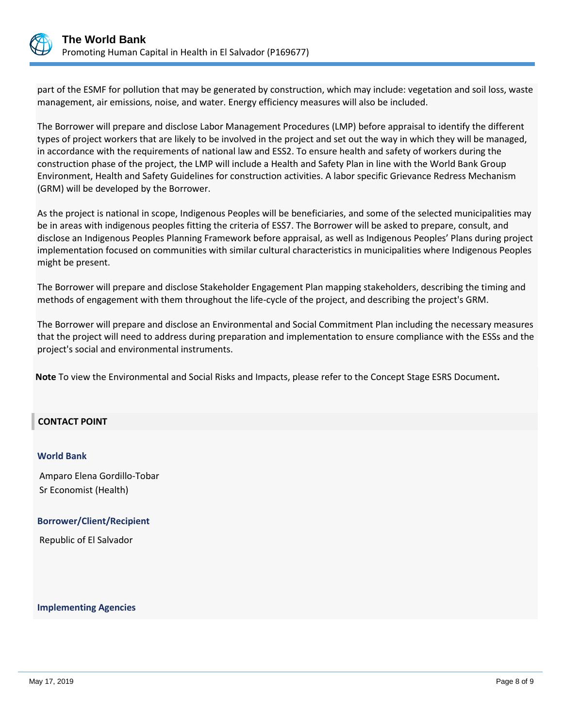part of the ESMF for pollution that may be generated by construction, which may include: vegetation and soil loss, waste management, air emissions, noise, and water. Energy efficiency measures will also be included.

The Borrower will prepare and disclose Labor Management Procedures (LMP) before appraisal to identify the different types of project workers that are likely to be involved in the project and set out the way in which they will be managed, in accordance with the requirements of national law and ESS2. To ensure health and safety of workers during the construction phase of the project, the LMP will include a Health and Safety Plan in line with the World Bank Group Environment, Health and Safety Guidelines for construction activities. A labor specific Grievance Redress Mechanism (GRM) will be developed by the Borrower.

As the project is national in scope, Indigenous Peoples will be beneficiaries, and some of the selected municipalities may be in areas with indigenous peoples fitting the criteria of ESS7. The Borrower will be asked to prepare, consult, and disclose an Indigenous Peoples Planning Framework before appraisal, as well as Indigenous Peoples' Plans during project implementation focused on communities with similar cultural characteristics in municipalities where Indigenous Peoples might be present.

The Borrower will prepare and disclose Stakeholder Engagement Plan mapping stakeholders, describing the timing and methods of engagement with them throughout the life-cycle of the project, and describing the project's GRM.

The Borrower will prepare and disclose an Environmental and Social Commitment Plan including the necessary measures that the project will need to address during preparation and implementation to ensure compliance with the ESSs and the project's social and environmental instruments.

**Note** To view the Environmental and Social Risks and Impacts, please refer to the Concept Stage ESRS Document**.**

## CONTACT POINT

### World Bank

Amparo Elena Gordillo-Tobar
Sr Economist (Health)

### Borrower/Client/Recipient

Republic of El Salvador

### Implementing Agencies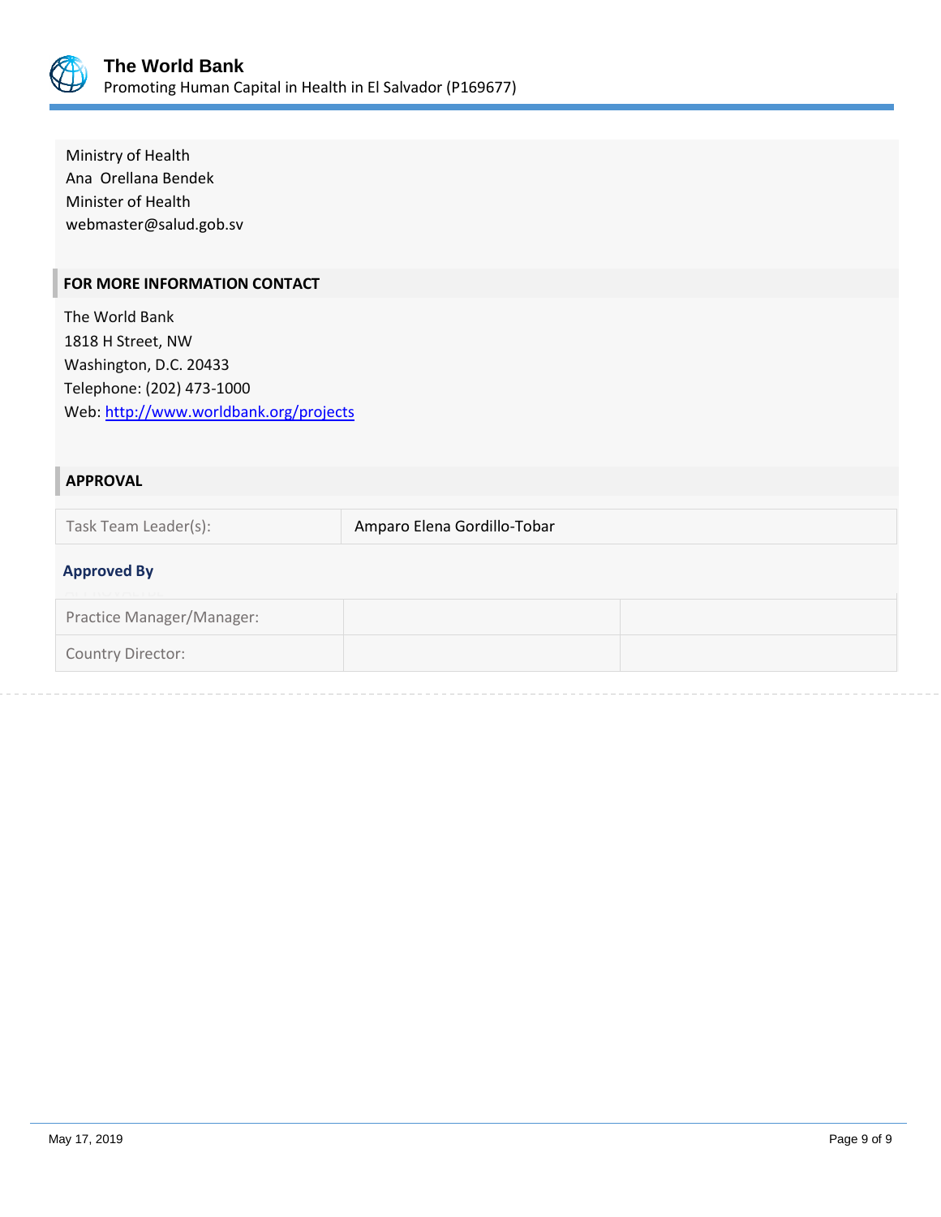Ministry of Health
Ana Orellana Bendek
Minister of Health
webmaster@salud.gob.sv

## FOR MORE INFORMATION CONTACT

The World Bank
1818 H Street, NW
Washington, D.C. 20433
Telephone: (202) 473-1000
Web: http://www.worldbank.org/projects

## APPROVAL

| | |
|---|---|
| Task Team Leader(s): | Amparo Elena Gordillo-Tobar |

### Approved By

| | | |
|---|---|---|
| Practice Manager/Manager: | | |
| Country Director: | | |